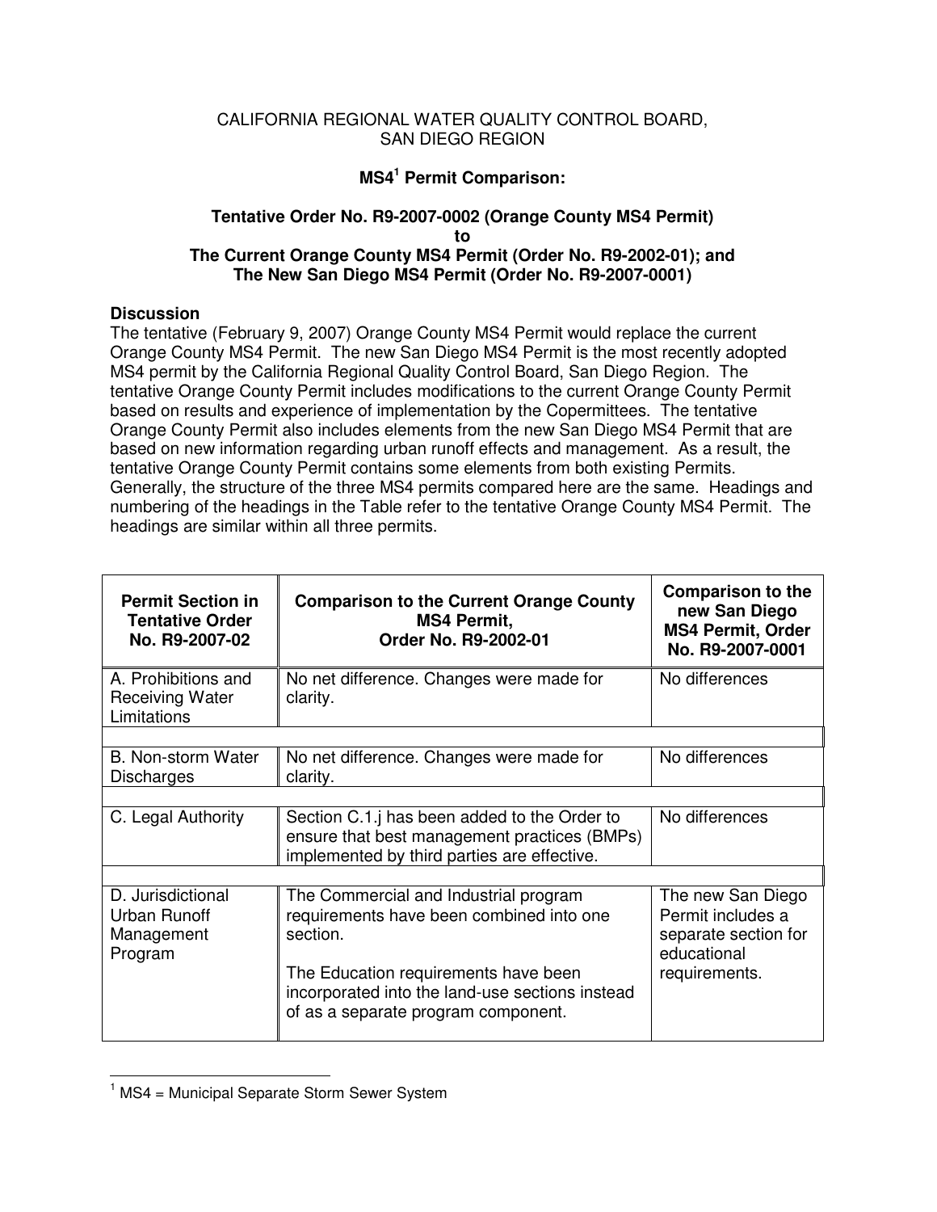CALIFORNIA REGIONAL WATER QUALITY CONTROL BOARD,
SAN DIEGO REGION

# MS4[1] Permit Comparison:

## Tentative Order No. R9-2007-0002 (Orange County MS4 Permit) to The Current Orange County MS4 Permit (Order No. R9-2002-01); and The New San Diego MS4 Permit (Order No. R9-2007-0001)

**Discussion**

The tentative (February 9, 2007) Orange County MS4 Permit would replace the current Orange County MS4 Permit. The new San Diego MS4 Permit is the most recently adopted MS4 permit by the California Regional Quality Control Board, San Diego Region. The tentative Orange County Permit includes modifications to the current Orange County Permit based on results and experience of implementation by the Copermittees. The tentative Orange County Permit also includes elements from the new San Diego MS4 Permit that are based on new information regarding urban runoff effects and management. As a result, the tentative Orange County Permit contains some elements from both existing Permits. Generally, the structure of the three MS4 permits compared here are the same. Headings and numbering of the headings in the Table refer to the tentative Orange County MS4 Permit. The headings are similar within all three permits.

| Permit Section in Tentative Order No. R9-2007-02 | Comparison to the Current Orange County MS4 Permit, Order No. R9-2002-01 | Comparison to the new San Diego MS4 Permit, Order No. R9-2007-0001 |
|---|---|---|
| A. Prohibitions and Receiving Water Limitations | No net difference. Changes were made for clarity. | No differences |
| B. Non-storm Water Discharges | No net difference. Changes were made for clarity. | No differences |
| C. Legal Authority | Section C.1.j has been added to the Order to ensure that best management practices (BMPs) implemented by third parties are effective. | No differences |
| D. Jurisdictional Urban Runoff Management Program | The Commercial and Industrial program requirements have been combined into one section.<br><br>The Education requirements have been incorporated into the land-use sections instead of as a separate program component. | The new San Diego Permit includes a separate section for educational requirements. |

[1] MS4 = Municipal Separate Storm Sewer System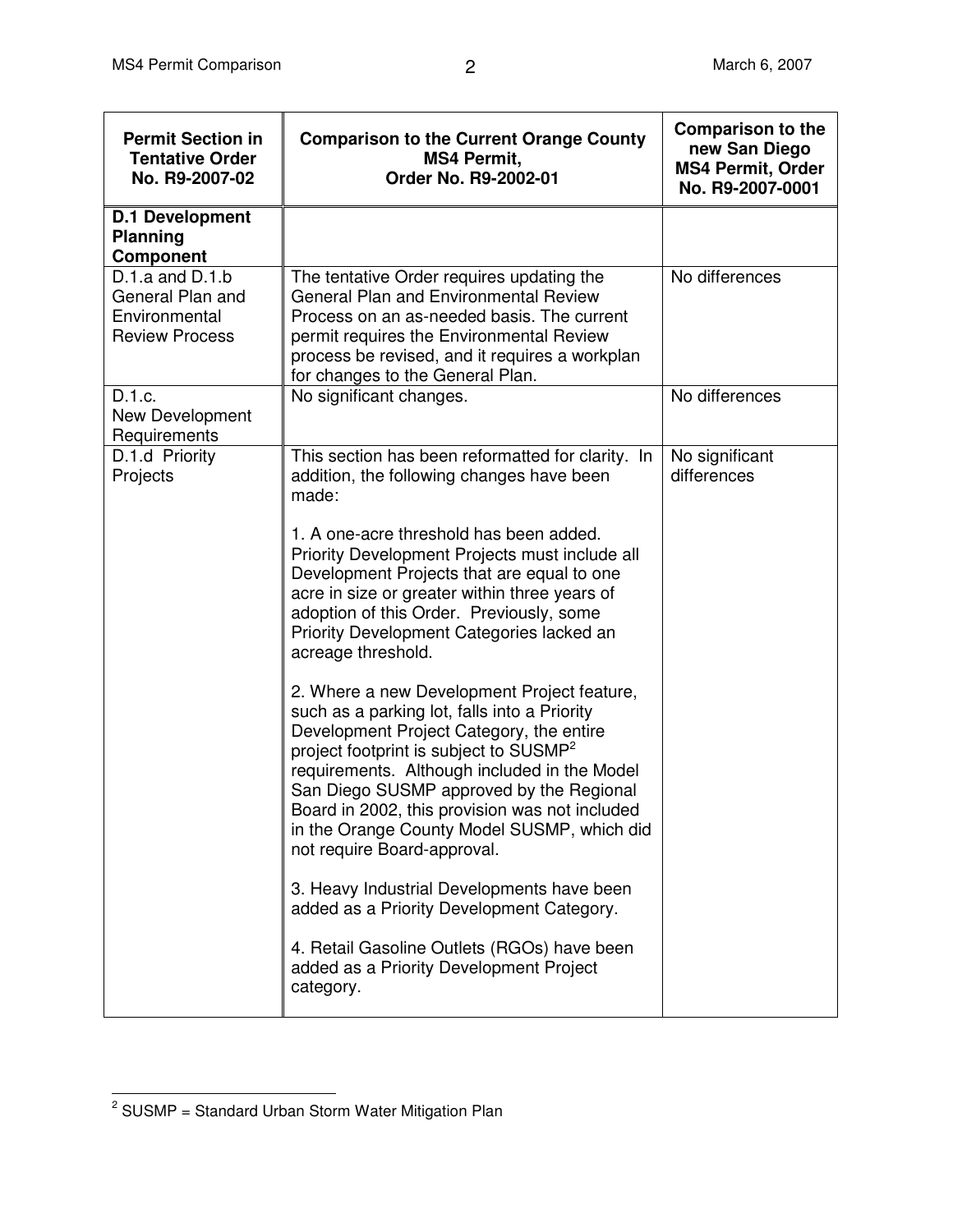| Permit Section in Tentative Order No. R9-2007-02 | Comparison to the Current Orange County MS4 Permit, Order No. R9-2002-01 | Comparison to the new San Diego MS4 Permit, Order No. R9-2007-0001 |
|---|---|---|
| **D.1 Development Planning Component** | | |
| D.1.a and D.1.b General Plan and Environmental Review Process | The tentative Order requires updating the General Plan and Environmental Review Process on an as-needed basis. The current permit requires the Environmental Review process be revised, and it requires a workplan for changes to the General Plan. | No differences |
| D.1.c. New Development Requirements | No significant changes. | No differences |
| D.1.d Priority Projects | This section has been reformatted for clarity. In addition, the following changes have been made:<br><br>1. A one-acre threshold has been added. Priority Development Projects must include all Development Projects that are equal to one acre in size or greater within three years of adoption of this Order. Previously, some Priority Development Categories lacked an acreage threshold.<br><br>2. Where a new Development Project feature, such as a parking lot, falls into a Priority Development Project Category, the entire project footprint is subject to SUSMP[2] requirements. Although included in the Model San Diego SUSMP approved by the Regional Board in 2002, this provision was not included in the Orange County Model SUSMP, which did not require Board-approval.<br><br>3. Heavy Industrial Developments have been added as a Priority Development Category.<br><br>4. Retail Gasoline Outlets (RGOs) have been added as a Priority Development Project category. | No significant differences |

[2] SUSMP = Standard Urban Storm Water Mitigation Plan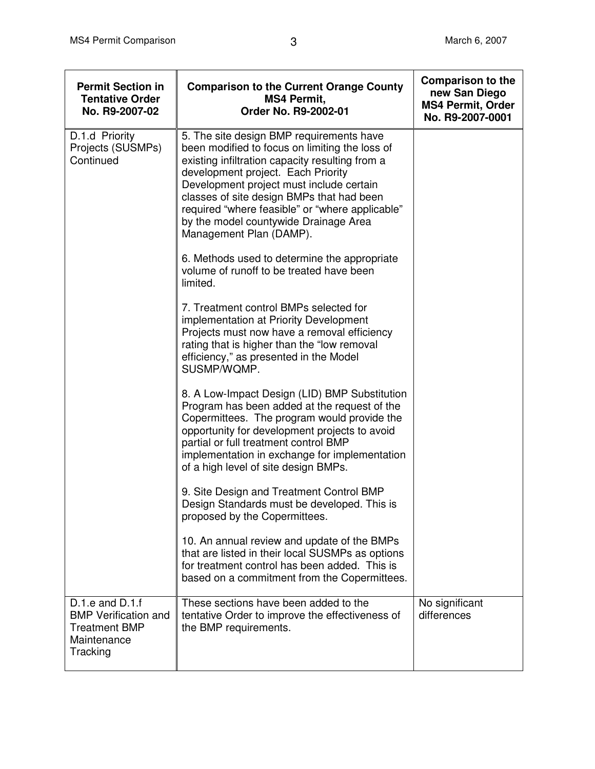| Permit Section in Tentative Order No. R9-2007-02 | Comparison to the Current Orange County MS4 Permit, Order No. R9-2002-01 | Comparison to the new San Diego MS4 Permit, Order No. R9-2007-0001 |
|---|---|---|
| D.1.d Priority Projects (SUSMPs) Continued | 5. The site design BMP requirements have been modified to focus on limiting the loss of existing infiltration capacity resulting from a development project. Each Priority Development project must include certain classes of site design BMPs that had been required "where feasible" or "where applicable" by the model countywide Drainage Area Management Plan (DAMP).<br><br>6. Methods used to determine the appropriate volume of runoff to be treated have been limited.<br><br>7. Treatment control BMPs selected for implementation at Priority Development Projects must now have a removal efficiency rating that is higher than the "low removal efficiency," as presented in the Model SUSMP/WQMP.<br><br>8. A Low-Impact Design (LID) BMP Substitution Program has been added at the request of the Copermittees. The program would provide the opportunity for development projects to avoid partial or full treatment control BMP implementation in exchange for implementation of a high level of site design BMPs.<br><br>9. Site Design and Treatment Control BMP Design Standards must be developed. This is proposed by the Copermittees.<br><br>10. An annual review and update of the BMPs that are listed in their local SUSMPs as options for treatment control has been added. This is based on a commitment from the Copermittees. | |
| D.1.e and D.1.f BMP Verification and Treatment BMP Maintenance Tracking | These sections have been added to the tentative Order to improve the effectiveness of the BMP requirements. | No significant differences |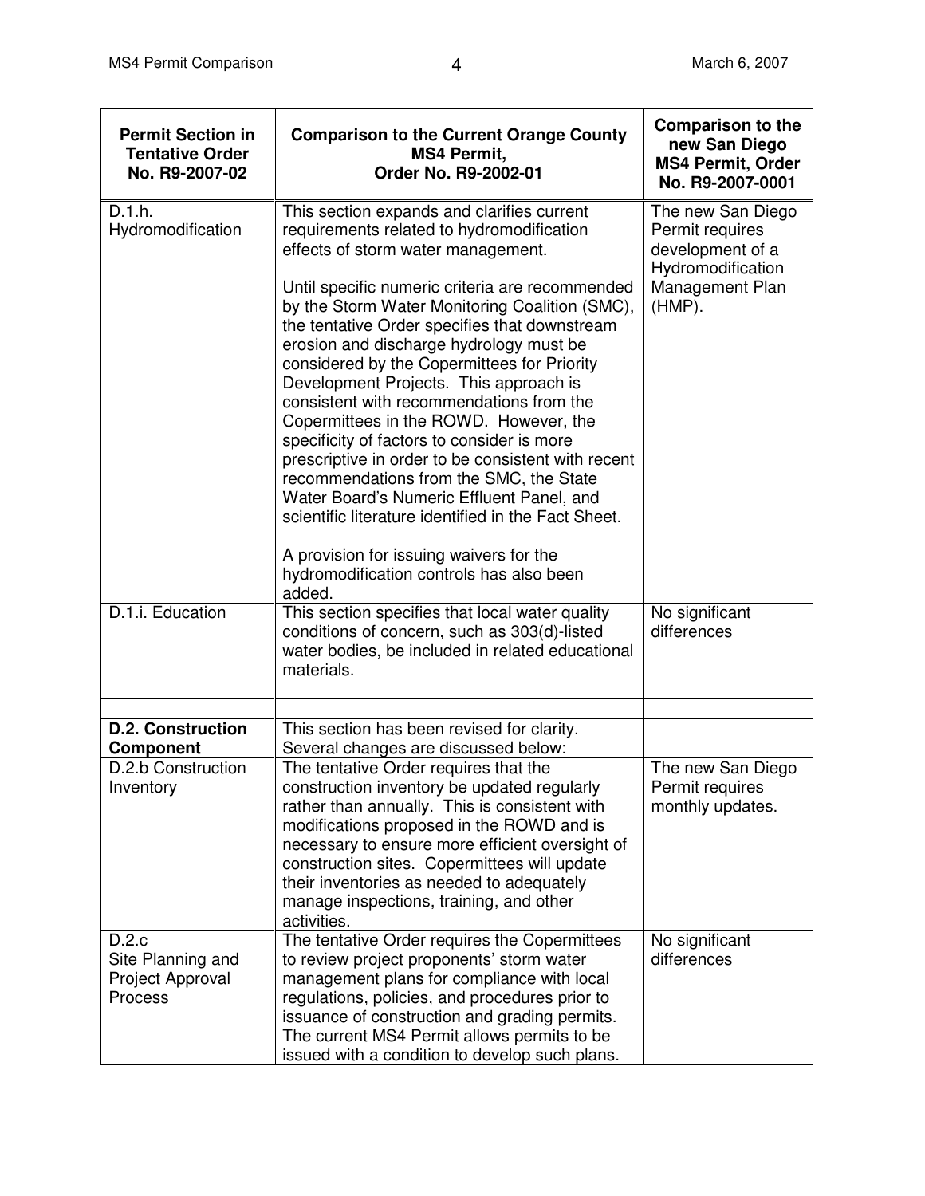| Permit Section in Tentative Order No. R9-2007-02 | Comparison to the Current Orange County MS4 Permit, Order No. R9-2002-01 | Comparison to the new San Diego MS4 Permit, Order No. R9-2007-0001 |
|---|---|---|
| D.1.h. Hydromodification | This section expands and clarifies current requirements related to hydromodification effects of storm water management.<br><br>Until specific numeric criteria are recommended by the Storm Water Monitoring Coalition (SMC), the tentative Order specifies that downstream erosion and discharge hydrology must be considered by the Copermittees for Priority Development Projects. This approach is consistent with recommendations from the Copermittees in the ROWD. However, the specificity of factors to consider is more prescriptive in order to be consistent with recent recommendations from the SMC, the State Water Board's Numeric Effluent Panel, and scientific literature identified in the Fact Sheet.<br><br>A provision for issuing waivers for the hydromodification controls has also been added. | The new San Diego Permit requires development of a Hydromodification Management Plan (HMP). |
| D.1.i. Education | This section specifies that local water quality conditions of concern, such as 303(d)-listed water bodies, be included in related educational materials. | No significant differences |
| | | |
| **D.2. Construction Component** | This section has been revised for clarity. Several changes are discussed below: | |
| D.2.b Construction Inventory | The tentative Order requires that the construction inventory be updated regularly rather than annually. This is consistent with modifications proposed in the ROWD and is necessary to ensure more efficient oversight of construction sites. Copermittees will update their inventories as needed to adequately manage inspections, training, and other activities. | The new San Diego Permit requires monthly updates. |
| D.2.c Site Planning and Project Approval Process | The tentative Order requires the Copermittees to review project proponents' storm water management plans for compliance with local regulations, policies, and procedures prior to issuance of construction and grading permits. The current MS4 Permit allows permits to be issued with a condition to develop such plans. | No significant differences |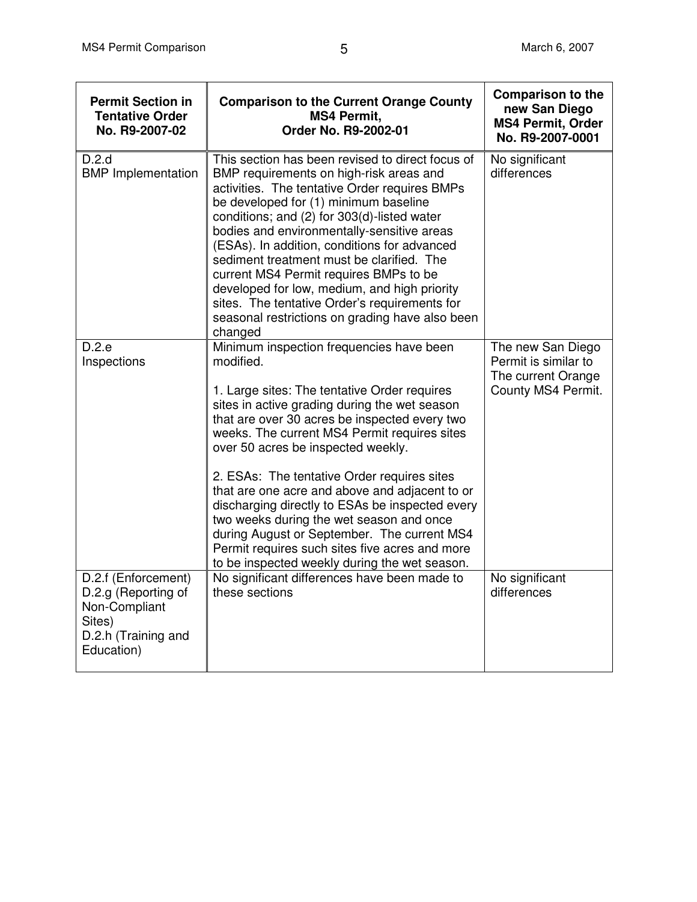| Permit Section in Tentative Order No. R9-2007-02 | Comparison to the Current Orange County MS4 Permit, Order No. R9-2002-01 | Comparison to the new San Diego MS4 Permit, Order No. R9-2007-0001 |
|---|---|---|
| D.2.d BMP Implementation | This section has been revised to direct focus of BMP requirements on high-risk areas and activities. The tentative Order requires BMPs be developed for (1) minimum baseline conditions; and (2) for 303(d)-listed water bodies and environmentally-sensitive areas (ESAs). In addition, conditions for advanced sediment treatment must be clarified. The current MS4 Permit requires BMPs to be developed for low, medium, and high priority sites. The tentative Order's requirements for seasonal restrictions on grading have also been changed | No significant differences |
| D.2.e Inspections | Minimum inspection frequencies have been modified.<br><br>1. Large sites: The tentative Order requires sites in active grading during the wet season that are over 30 acres be inspected every two weeks. The current MS4 Permit requires sites over 50 acres be inspected weekly.<br><br>2. ESAs: The tentative Order requires sites that are one acre and above and adjacent to or discharging directly to ESAs be inspected every two weeks during the wet season and once during August or September. The current MS4 Permit requires such sites five acres and more to be inspected weekly during the wet season. | The new San Diego Permit is similar to The current Orange County MS4 Permit. |
| D.2.f (Enforcement)<br>D.2.g (Reporting of Non-Compliant Sites)<br>D.2.h (Training and Education) | No significant differences have been made to these sections | No significant differences |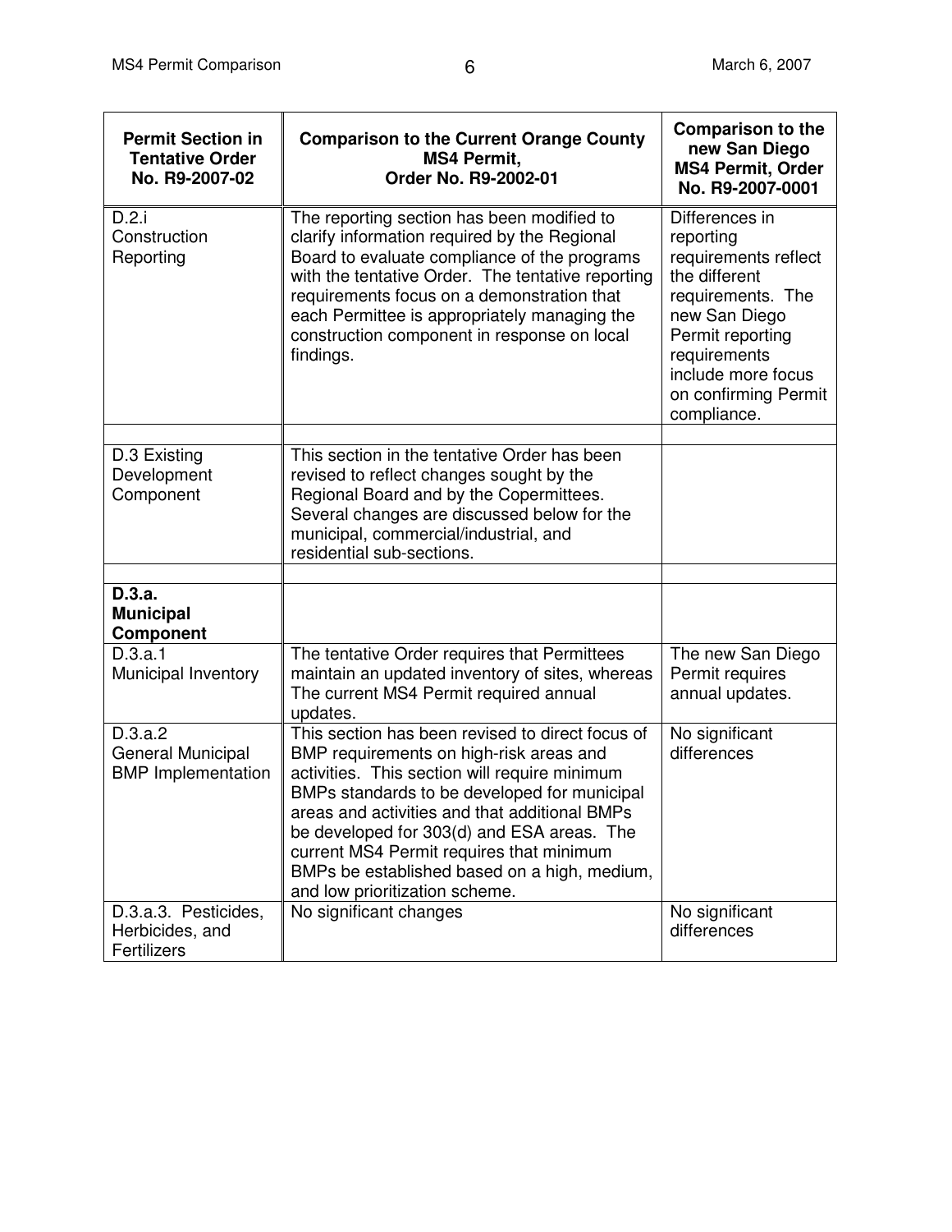| Permit Section in Tentative Order No. R9-2007-02 | Comparison to the Current Orange County MS4 Permit, Order No. R9-2002-01 | Comparison to the new San Diego MS4 Permit, Order No. R9-2007-0001 |
|---|---|---|
| D.2.i Construction Reporting | The reporting section has been modified to clarify information required by the Regional Board to evaluate compliance of the programs with the tentative Order. The tentative reporting requirements focus on a demonstration that each Permittee is appropriately managing the construction component in response on local findings. | Differences in reporting requirements reflect the different requirements. The new San Diego Permit reporting requirements include more focus on confirming Permit compliance. |
| | | |
| D.3 Existing Development Component | This section in the tentative Order has been revised to reflect changes sought by the Regional Board and by the Copermittees. Several changes are discussed below for the municipal, commercial/industrial, and residential sub-sections. | |
| | | |
| **D.3.a. Municipal Component** | | |
| D.3.a.1 Municipal Inventory | The tentative Order requires that Permittees maintain an updated inventory of sites, whereas The current MS4 Permit required annual updates. | The new San Diego Permit requires annual updates. |
| D.3.a.2 General Municipal BMP Implementation | This section has been revised to direct focus of BMP requirements on high-risk areas and activities. This section will require minimum BMPs standards to be developed for municipal areas and activities and that additional BMPs be developed for 303(d) and ESA areas. The current MS4 Permit requires that minimum BMPs be established based on a high, medium, and low prioritization scheme. | No significant differences |
| D.3.a.3. Pesticides, Herbicides, and Fertilizers | No significant changes | No significant differences |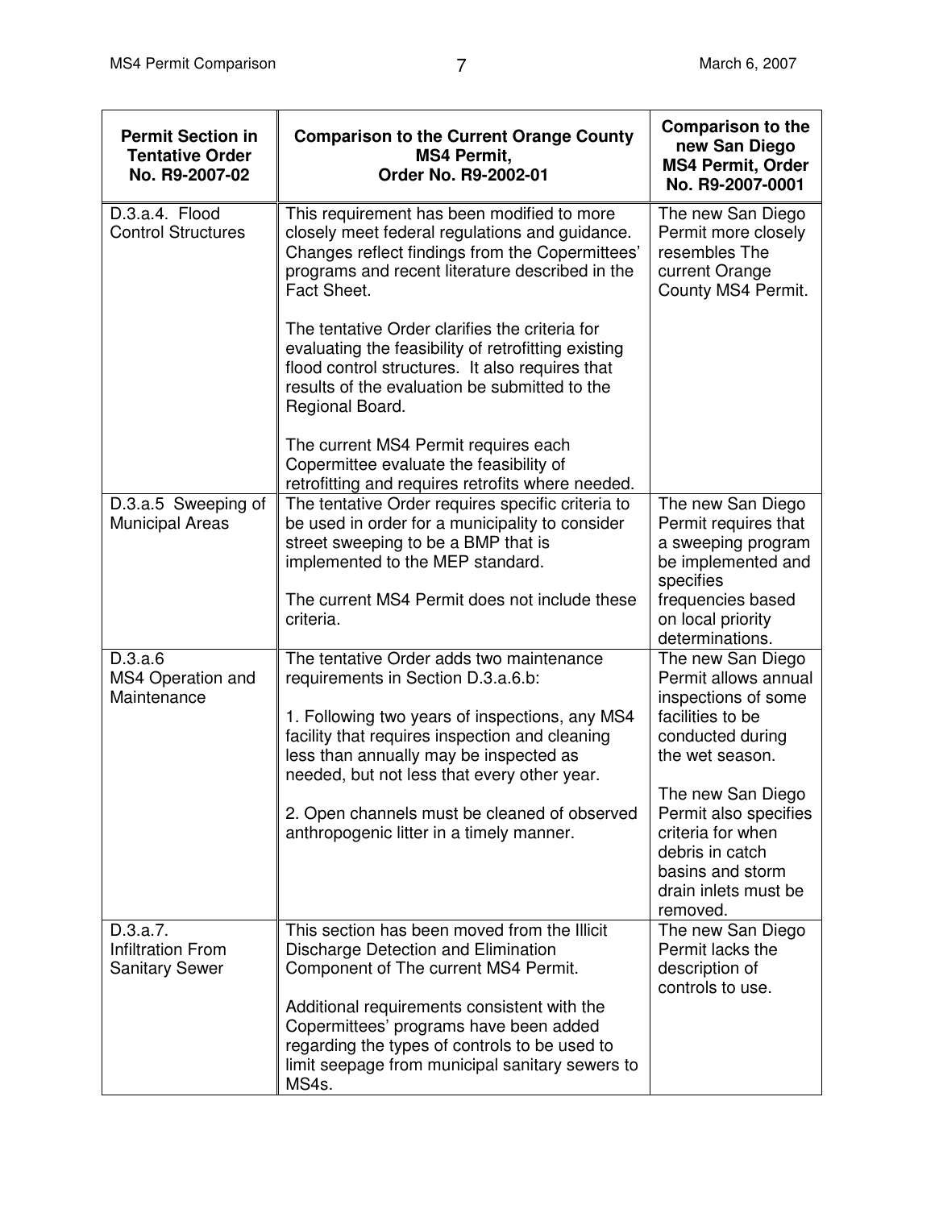| Permit Section in Tentative Order No. R9-2007-02 | Comparison to the Current Orange County MS4 Permit, Order No. R9-2002-01 | Comparison to the new San Diego MS4 Permit, Order No. R9-2007-0001 |
|---|---|---|
| D.3.a.4. Flood Control Structures | This requirement has been modified to more closely meet federal regulations and guidance. Changes reflect findings from the Copermittees' programs and recent literature described in the Fact Sheet.<br><br>The tentative Order clarifies the criteria for evaluating the feasibility of retrofitting existing flood control structures. It also requires that results of the evaluation be submitted to the Regional Board.<br><br>The current MS4 Permit requires each Copermittee evaluate the feasibility of retrofitting and requires retrofits where needed. | The new San Diego Permit more closely resembles The current Orange County MS4 Permit. |
| D.3.a.5 Sweeping of Municipal Areas | The tentative Order requires specific criteria to be used in order for a municipality to consider street sweeping to be a BMP that is implemented to the MEP standard.<br><br>The current MS4 Permit does not include these criteria. | The new San Diego Permit requires that a sweeping program be implemented and specifies frequencies based on local priority determinations. |
| D.3.a.6 MS4 Operation and Maintenance | The tentative Order adds two maintenance requirements in Section D.3.a.6.b:<br><br>1. Following two years of inspections, any MS4 facility that requires inspection and cleaning less than annually may be inspected as needed, but not less that every other year.<br><br>2. Open channels must be cleaned of observed anthropogenic litter in a timely manner. | The new San Diego Permit allows annual inspections of some facilities to be conducted during the wet season.<br><br>The new San Diego Permit also specifies criteria for when debris in catch basins and storm drain inlets must be removed. |
| D.3.a.7. Infiltration From Sanitary Sewer | This section has been moved from the Illicit Discharge Detection and Elimination Component of The current MS4 Permit.<br><br>Additional requirements consistent with the Copermittees' programs have been added regarding the types of controls to be used to limit seepage from municipal sanitary sewers to MS4s. | The new San Diego Permit lacks the description of controls to use. |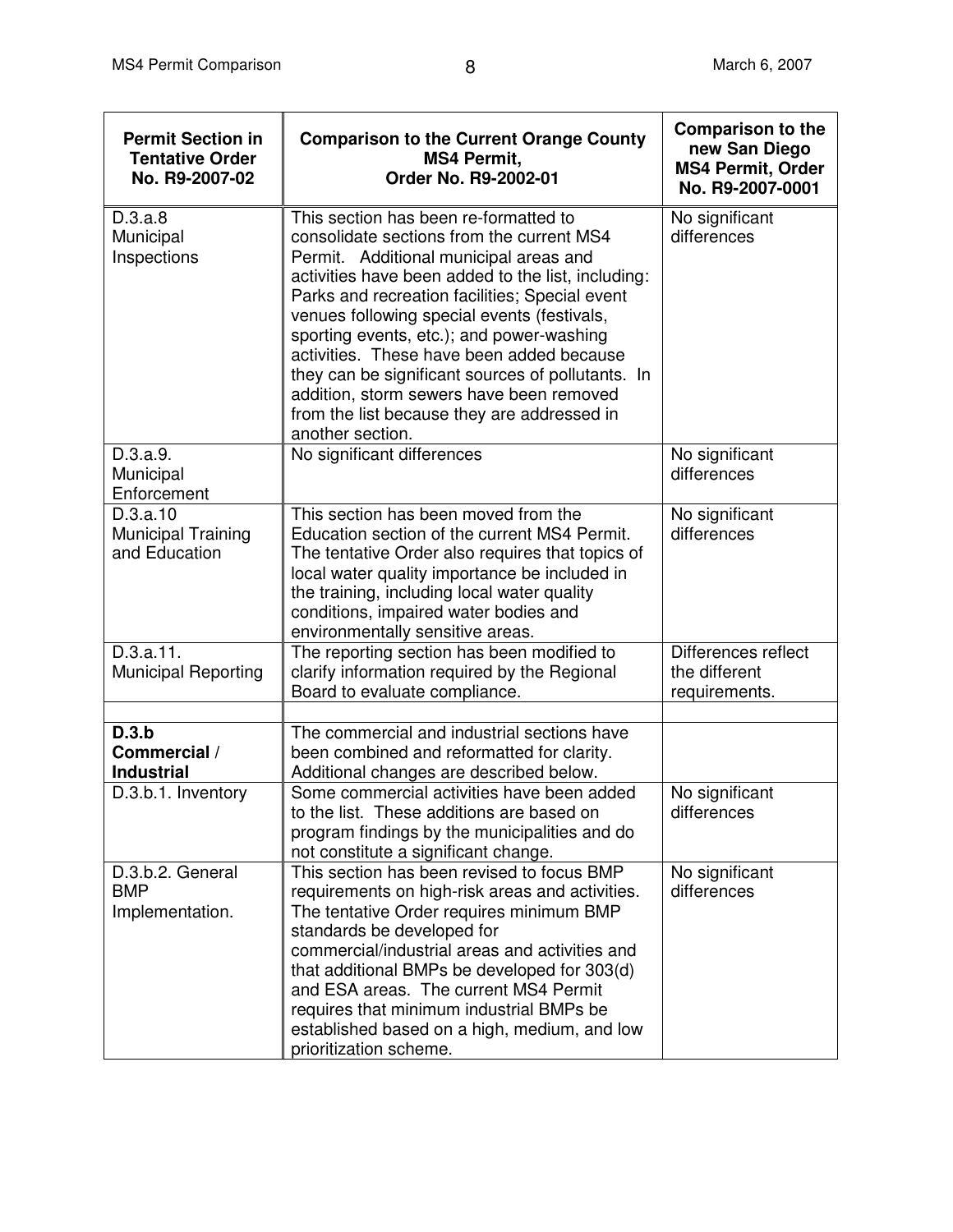| Permit Section in Tentative Order No. R9-2007-02 | Comparison to the Current Orange County MS4 Permit, Order No. R9-2002-01 | Comparison to the new San Diego MS4 Permit, Order No. R9-2007-0001 |
|---|---|---|
| D.3.a.8 Municipal Inspections | This section has been re-formatted to consolidate sections from the current MS4 Permit. Additional municipal areas and activities have been added to the list, including: Parks and recreation facilities; Special event venues following special events (festivals, sporting events, etc.); and power-washing activities. These have been added because they can be significant sources of pollutants. In addition, storm sewers have been removed from the list because they are addressed in another section. | No significant differences |
| D.3.a.9. Municipal Enforcement | No significant differences | No significant differences |
| D.3.a.10 Municipal Training and Education | This section has been moved from the Education section of the current MS4 Permit. The tentative Order also requires that topics of local water quality importance be included in the training, including local water quality conditions, impaired water bodies and environmentally sensitive areas. | No significant differences |
| D.3.a.11. Municipal Reporting | The reporting section has been modified to clarify information required by the Regional Board to evaluate compliance. | Differences reflect the different requirements. |
| | | |
| **D.3.b Commercial / Industrial** | The commercial and industrial sections have been combined and reformatted for clarity. Additional changes are described below. | |
| D.3.b.1. Inventory | Some commercial activities have been added to the list. These additions are based on program findings by the municipalities and do not constitute a significant change. | No significant differences |
| D.3.b.2. General BMP Implementation. | This section has been revised to focus BMP requirements on high-risk areas and activities. The tentative Order requires minimum BMP standards be developed for commercial/industrial areas and activities and that additional BMPs be developed for 303(d) and ESA areas. The current MS4 Permit requires that minimum industrial BMPs be established based on a high, medium, and low prioritization scheme. | No significant differences |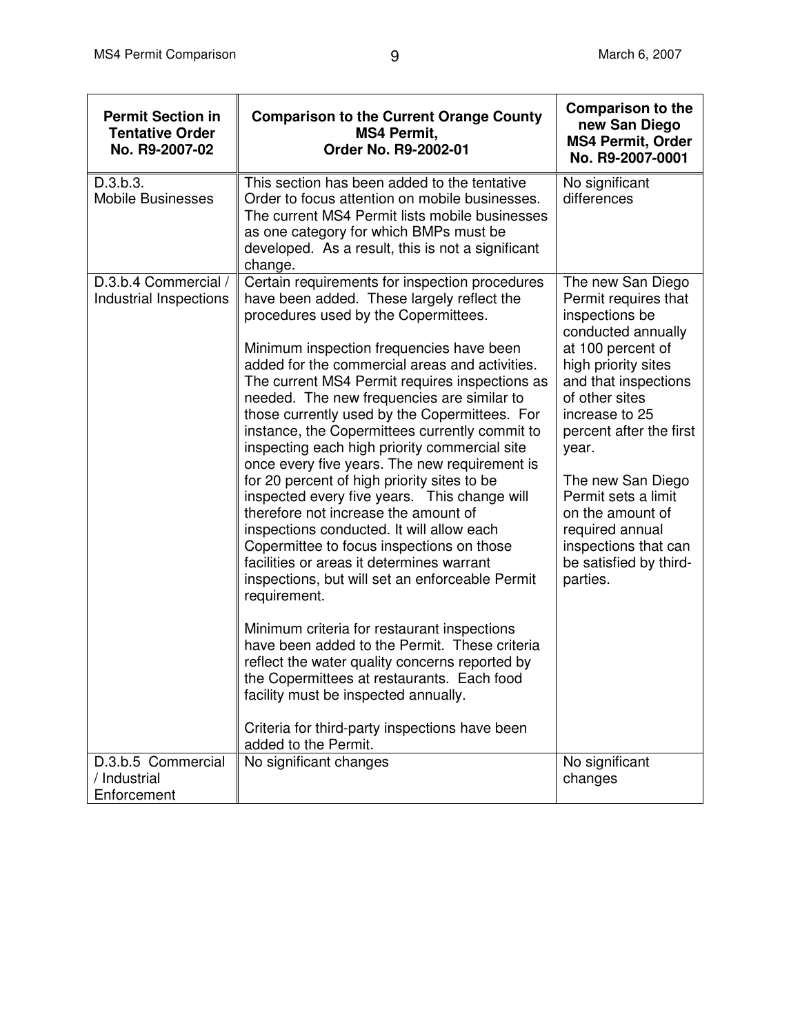| Permit Section in Tentative Order No. R9-2007-02 | Comparison to the Current Orange County MS4 Permit, Order No. R9-2002-01 | Comparison to the new San Diego MS4 Permit, Order No. R9-2007-0001 |
|---|---|---|
| D.3.b.3. Mobile Businesses | This section has been added to the tentative Order to focus attention on mobile businesses. The current MS4 Permit lists mobile businesses as one category for which BMPs must be developed. As a result, this is not a significant change. | No significant differences |
| D.3.b.4 Commercial / Industrial Inspections | Certain requirements for inspection procedures have been added. These largely reflect the procedures used by the Copermittees.<br><br>Minimum inspection frequencies have been added for the commercial areas and activities. The current MS4 Permit requires inspections as needed. The new frequencies are similar to those currently used by the Copermittees. For instance, the Copermittees currently commit to inspecting each high priority commercial site once every five years. The new requirement is for 20 percent of high priority sites to be inspected every five years. This change will therefore not increase the amount of inspections conducted. It will allow each Copermittee to focus inspections on those facilities or areas it determines warrant inspections, but will set an enforceable Permit requirement.<br><br>Minimum criteria for restaurant inspections have been added to the Permit. These criteria reflect the water quality concerns reported by the Copermittees at restaurants. Each food facility must be inspected annually.<br><br>Criteria for third-party inspections have been added to the Permit. | The new San Diego Permit requires that inspections be conducted annually at 100 percent of high priority sites and that inspections of other sites increase to 25 percent after the first year.<br><br>The new San Diego Permit sets a limit on the amount of required annual inspections that can be satisfied by third-parties. |
| D.3.b.5 Commercial / Industrial Enforcement | No significant changes | No significant changes |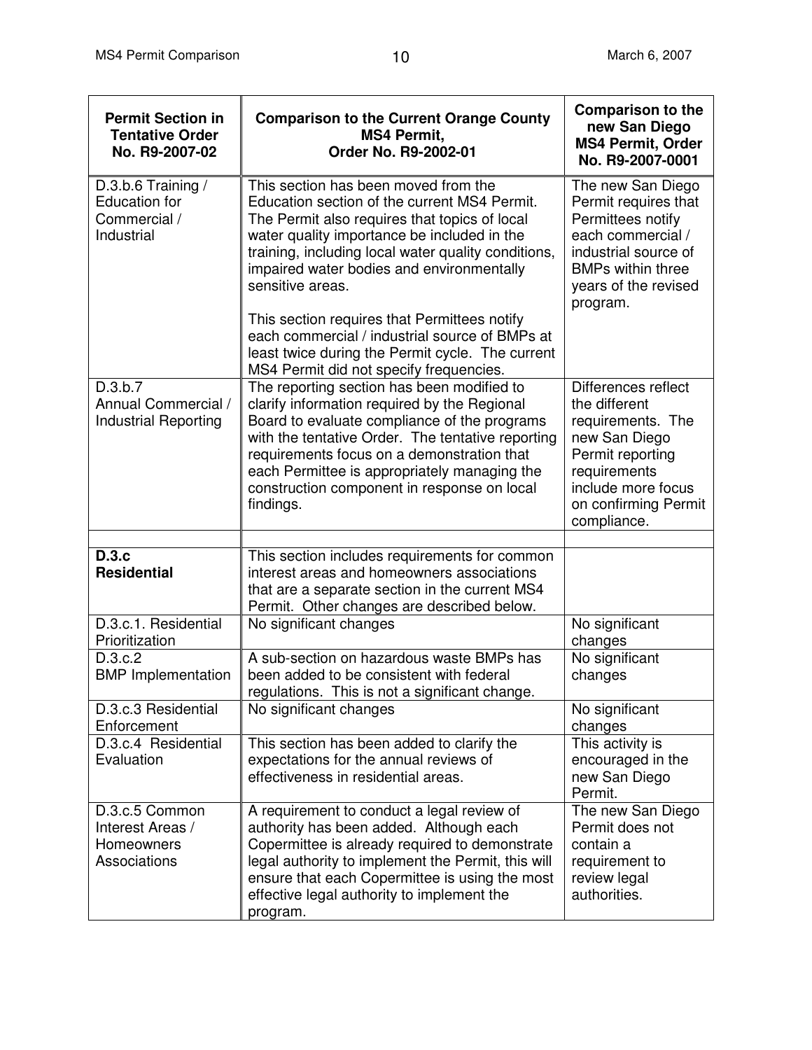| Permit Section in Tentative Order No. R9-2007-02 | Comparison to the Current Orange County MS4 Permit, Order No. R9-2002-01 | Comparison to the new San Diego MS4 Permit, Order No. R9-2007-0001 |
|---|---|---|
| D.3.b.6 Training / Education for Commercial / Industrial | This section has been moved from the Education section of the current MS4 Permit. The Permit also requires that topics of local water quality importance be included in the training, including local water quality conditions, impaired water bodies and environmentally sensitive areas.<br><br>This section requires that Permittees notify each commercial / industrial source of BMPs at least twice during the Permit cycle. The current MS4 Permit did not specify frequencies. | The new San Diego Permit requires that Permittees notify each commercial / industrial source of BMPs within three years of the revised program. |
| D.3.b.7 Annual Commercial / Industrial Reporting | The reporting section has been modified to clarify information required by the Regional Board to evaluate compliance of the programs with the tentative Order. The tentative reporting requirements focus on a demonstration that each Permittee is appropriately managing the construction component in response on local findings. | Differences reflect the different requirements. The new San Diego Permit reporting requirements include more focus on confirming Permit compliance. |
| | | |
| **D.3.c Residential** | This section includes requirements for common interest areas and homeowners associations that are a separate section in the current MS4 Permit. Other changes are described below. | |
| D.3.c.1. Residential Prioritization | No significant changes | No significant changes |
| D.3.c.2 BMP Implementation | A sub-section on hazardous waste BMPs has been added to be consistent with federal regulations. This is not a significant change. | No significant changes |
| D.3.c.3 Residential Enforcement | No significant changes | No significant changes |
| D.3.c.4 Residential Evaluation | This section has been added to clarify the expectations for the annual reviews of effectiveness in residential areas. | This activity is encouraged in the new San Diego Permit. |
| D.3.c.5 Common Interest Areas / Homeowners Associations | A requirement to conduct a legal review of authority has been added. Although each Copermittee is already required to demonstrate legal authority to implement the Permit, this will ensure that each Copermittee is using the most effective legal authority to implement the program. | The new San Diego Permit does not contain a requirement to review legal authorities. |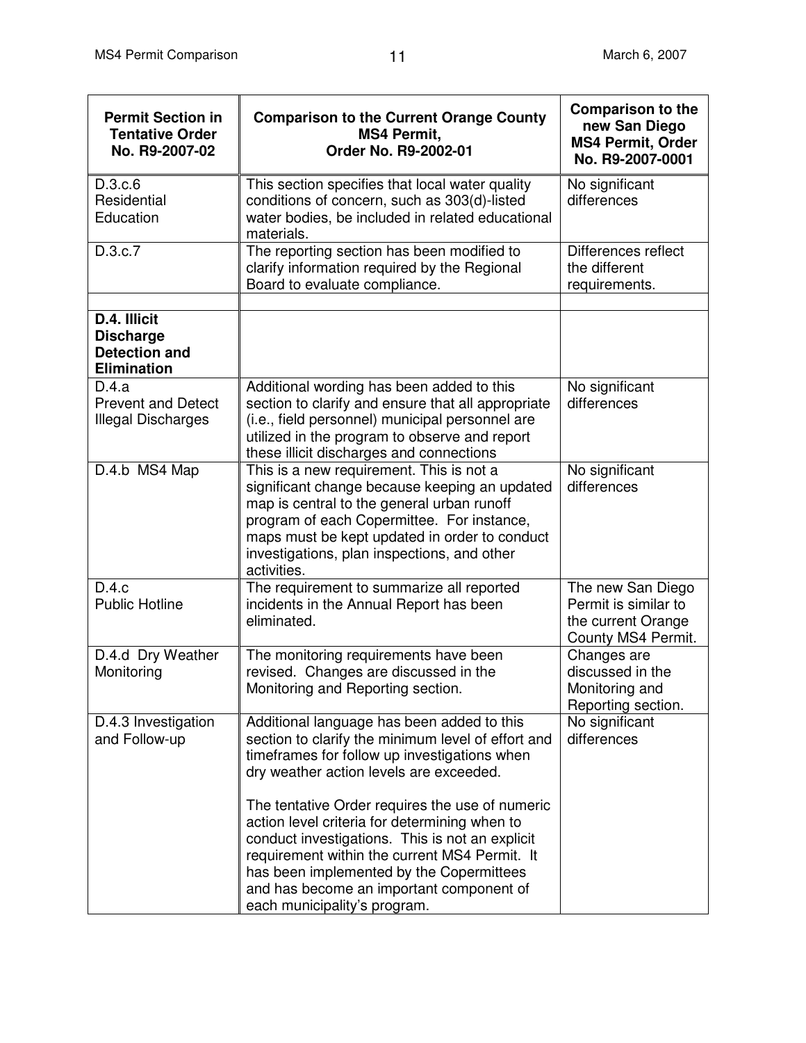| Permit Section in Tentative Order No. R9-2007-02 | Comparison to the Current Orange County MS4 Permit, Order No. R9-2002-01 | Comparison to the new San Diego MS4 Permit, Order No. R9-2007-0001 |
|---|---|---|
| D.3.c.6 Residential Education | This section specifies that local water quality conditions of concern, such as 303(d)-listed water bodies, be included in related educational materials. | No significant differences |
| D.3.c.7 | The reporting section has been modified to clarify information required by the Regional Board to evaluate compliance. | Differences reflect the different requirements. |
| | | |
| **D.4. Illicit Discharge Detection and Elimination** | | |
| D.4.a Prevent and Detect Illegal Discharges | Additional wording has been added to this section to clarify and ensure that all appropriate (i.e., field personnel) municipal personnel are utilized in the program to observe and report these illicit discharges and connections | No significant differences |
| D.4.b MS4 Map | This is a new requirement. This is not a significant change because keeping an updated map is central to the general urban runoff program of each Copermittee. For instance, maps must be kept updated in order to conduct investigations, plan inspections, and other activities. | No significant differences |
| D.4.c Public Hotline | The requirement to summarize all reported incidents in the Annual Report has been eliminated. | The new San Diego Permit is similar to the current Orange County MS4 Permit. |
| D.4.d Dry Weather Monitoring | The monitoring requirements have been revised. Changes are discussed in the Monitoring and Reporting section. | Changes are discussed in the Monitoring and Reporting section. |
| D.4.3 Investigation and Follow-up | Additional language has been added to this section to clarify the minimum level of effort and timeframes for follow up investigations when dry weather action levels are exceeded.<br><br>The tentative Order requires the use of numeric action level criteria for determining when to conduct investigations. This is not an explicit requirement within the current MS4 Permit. It has been implemented by the Copermittees and has become an important component of each municipality's program. | No significant differences |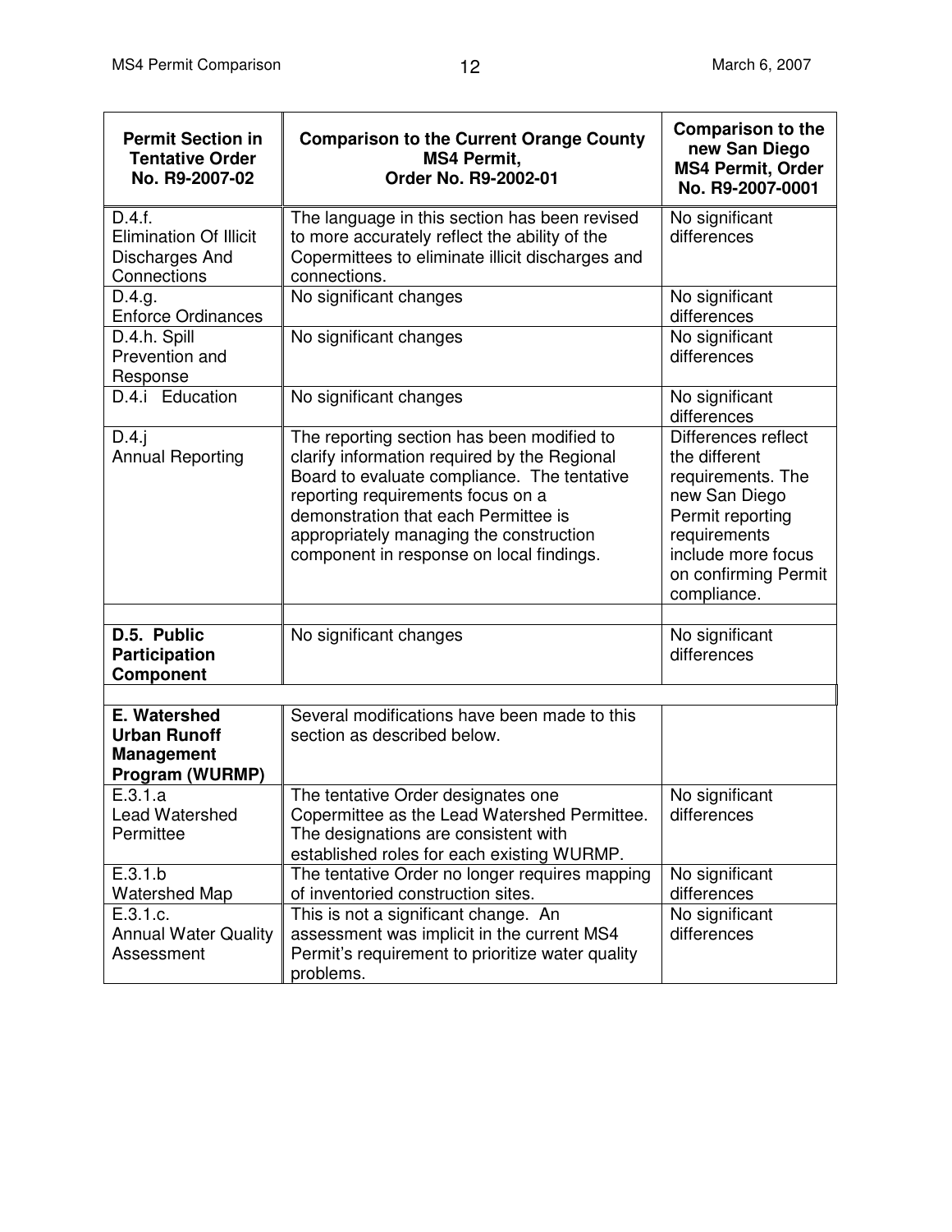| Permit Section in Tentative Order No. R9-2007-02 | Comparison to the Current Orange County MS4 Permit, Order No. R9-2002-01 | Comparison to the new San Diego MS4 Permit, Order No. R9-2007-0001 |
|---|---|---|
| D.4.f. Elimination Of Illicit Discharges And Connections | The language in this section has been revised to more accurately reflect the ability of the Copermittees to eliminate illicit discharges and connections. | No significant differences |
| D.4.g. Enforce Ordinances | No significant changes | No significant differences |
| D.4.h. Spill Prevention and Response | No significant changes | No significant differences |
| D.4.i Education | No significant changes | No significant differences |
| D.4.j Annual Reporting | The reporting section has been modified to clarify information required by the Regional Board to evaluate compliance. The tentative reporting requirements focus on a demonstration that each Permittee is appropriately managing the construction component in response on local findings. | Differences reflect the different requirements. The new San Diego Permit reporting requirements include more focus on confirming Permit compliance. |
| | | |
| **D.5. Public Participation Component** | No significant changes | No significant differences |
| | | |
| **E. Watershed Urban Runoff Management Program (WURMP)** | Several modifications have been made to this section as described below. | |
| E.3.1.a Lead Watershed Permittee | The tentative Order designates one Copermittee as the Lead Watershed Permittee. The designations are consistent with established roles for each existing WURMP. | No significant differences |
| E.3.1.b Watershed Map | The tentative Order no longer requires mapping of inventoried construction sites. | No significant differences |
| E.3.1.c. Annual Water Quality Assessment | This is not a significant change. An assessment was implicit in the current MS4 Permit's requirement to prioritize water quality problems. | No significant differences |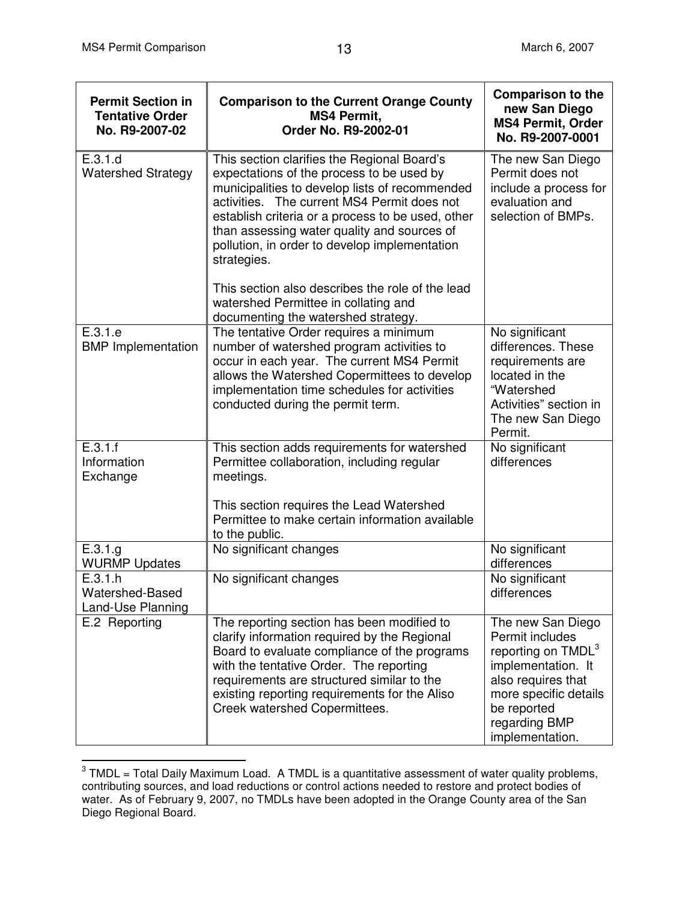| Permit Section in Tentative Order No. R9-2007-02 | Comparison to the Current Orange County MS4 Permit, Order No. R9-2002-01 | Comparison to the new San Diego MS4 Permit, Order No. R9-2007-0001 |
|---|---|---|
| E.3.1.d Watershed Strategy | This section clarifies the Regional Board's expectations of the process to be used by municipalities to develop lists of recommended activities. The current MS4 Permit does not establish criteria or a process to be used, other than assessing water quality and sources of pollution, in order to develop implementation strategies.<br><br>This section also describes the role of the lead watershed Permittee in collating and documenting the watershed strategy. | The new San Diego Permit does not include a process for evaluation and selection of BMPs. |
| E.3.1.e BMP Implementation | The tentative Order requires a minimum number of watershed program activities to occur in each year. The current MS4 Permit allows the Watershed Copermittees to develop implementation time schedules for activities conducted during the permit term. | No significant differences. These requirements are located in the "Watershed Activities" section in The new San Diego Permit. |
| E.3.1.f Information Exchange | This section adds requirements for watershed Permittee collaboration, including regular meetings.<br><br>This section requires the Lead Watershed Permittee to make certain information available to the public. | No significant differences |
| E.3.1.g WURMP Updates | No significant changes | No significant differences |
| E.3.1.h Watershed-Based Land-Use Planning | No significant changes | No significant differences |
| E.2 Reporting | The reporting section has been modified to clarify information required by the Regional Board to evaluate compliance of the programs with the tentative Order. The reporting requirements are structured similar to the existing reporting requirements for the Aliso Creek watershed Copermittees. | The new San Diego Permit includes reporting on TMDL[3] implementation. It also requires that more specific details be reported regarding BMP implementation. |

[3] TMDL = Total Daily Maximum Load. A TMDL is a quantitative assessment of water quality problems, contributing sources, and load reductions or control actions needed to restore and protect bodies of water. As of February 9, 2007, no TMDLs have been adopted in the Orange County area of the San Diego Regional Board.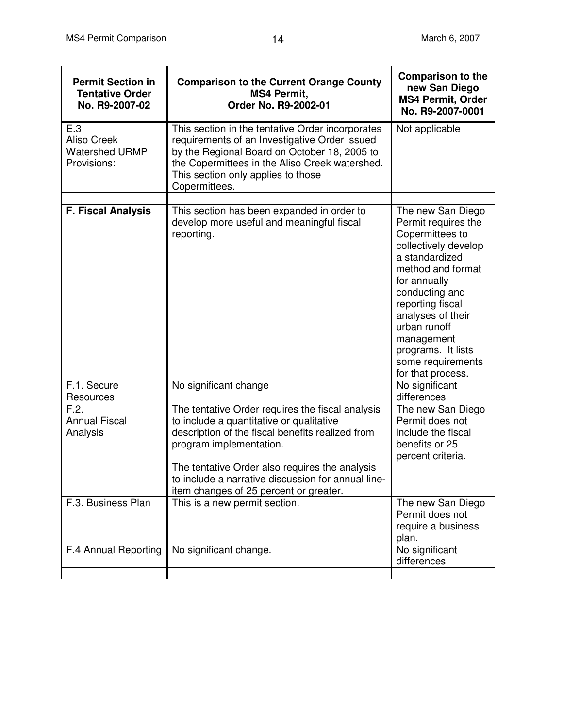| Permit Section in Tentative Order No. R9-2007-02 | Comparison to the Current Orange County MS4 Permit, Order No. R9-2002-01 | Comparison to the new San Diego MS4 Permit, Order No. R9-2007-0001 |
|---|---|---|
| E.3 Aliso Creek Watershed URMP Provisions: | This section in the tentative Order incorporates requirements of an Investigative Order issued by the Regional Board on October 18, 2005 to the Copermittees in the Aliso Creek watershed. This section only applies to those Copermittees. | Not applicable |
| | | |
| **F. Fiscal Analysis** | This section has been expanded in order to develop more useful and meaningful fiscal reporting. | The new San Diego Permit requires the Copermittees to collectively develop a standardized method and format for annually conducting and reporting fiscal analyses of their urban runoff management programs. It lists some requirements for that process. |
| F.1. Secure Resources | No significant change | No significant differences |
| F.2. Annual Fiscal Analysis | The tentative Order requires the fiscal analysis to include a quantitative or qualitative description of the fiscal benefits realized from program implementation.<br><br>The tentative Order also requires the analysis to include a narrative discussion for annual line-item changes of 25 percent or greater. | The new San Diego Permit does not include the fiscal benefits or 25 percent criteria. |
| F.3. Business Plan | This is a new permit section. | The new San Diego Permit does not require a business plan. |
| F.4 Annual Reporting | No significant change. | No significant differences |
| | | |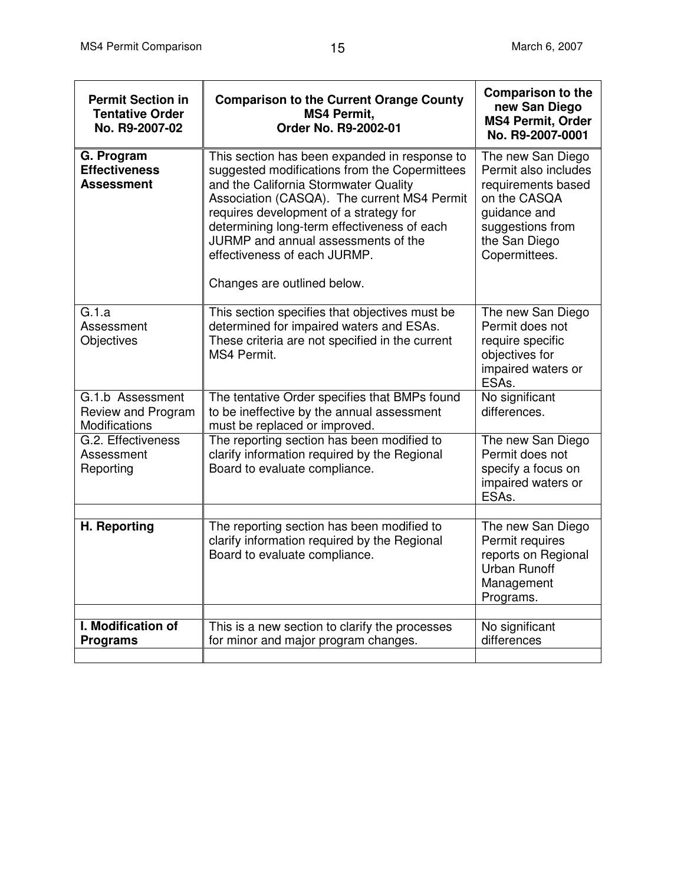| Permit Section in Tentative Order No. R9-2007-02 | Comparison to the Current Orange County MS4 Permit, Order No. R9-2002-01 | Comparison to the new San Diego MS4 Permit, Order No. R9-2007-0001 |
|---|---|---|
| **G. Program Effectiveness Assessment** | This section has been expanded in response to suggested modifications from the Copermittees and the California Stormwater Quality Association (CASQA). The current MS4 Permit requires development of a strategy for determining long-term effectiveness of each JURMP and annual assessments of the effectiveness of each JURMP.<br><br>Changes are outlined below. | The new San Diego Permit also includes requirements based on the CASQA guidance and suggestions from the San Diego Copermittees. |
| G.1.a Assessment Objectives | This section specifies that objectives must be determined for impaired waters and ESAs. These criteria are not specified in the current MS4 Permit. | The new San Diego Permit does not require specific objectives for impaired waters or ESAs. |
| G.1.b Assessment Review and Program Modifications | The tentative Order specifies that BMPs found to be ineffective by the annual assessment must be replaced or improved. | No significant differences. |
| G.2. Effectiveness Assessment Reporting | The reporting section has been modified to clarify information required by the Regional Board to evaluate compliance. | The new San Diego Permit does not specify a focus on impaired waters or ESAs. |
| | | |
| **H. Reporting** | The reporting section has been modified to clarify information required by the Regional Board to evaluate compliance. | The new San Diego Permit requires reports on Regional Urban Runoff Management Programs. |
| | | |
| **I. Modification of Programs** | This is a new section to clarify the processes for minor and major program changes. | No significant differences |
| | | |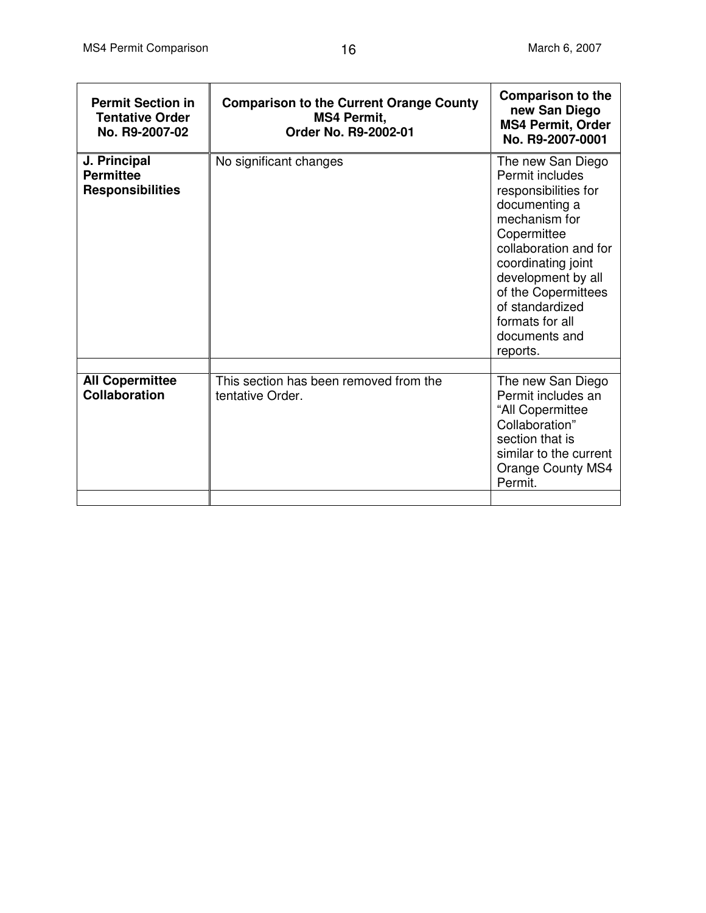| Permit Section in Tentative Order No. R9-2007-02 | Comparison to the Current Orange County MS4 Permit, Order No. R9-2002-01 | Comparison to the new San Diego MS4 Permit, Order No. R9-2007-0001 |
|---|---|---|
| **J. Principal Permittee Responsibilities** | No significant changes | The new San Diego Permit includes responsibilities for documenting a mechanism for Copermittee collaboration and for coordinating joint development by all of the Copermittees of standardized formats for all documents and reports. |
| | | |
| **All Copermittee Collaboration** | This section has been removed from the tentative Order. | The new San Diego Permit includes an "All Copermittee Collaboration" section that is similar to the current Orange County MS4 Permit. |
| | | |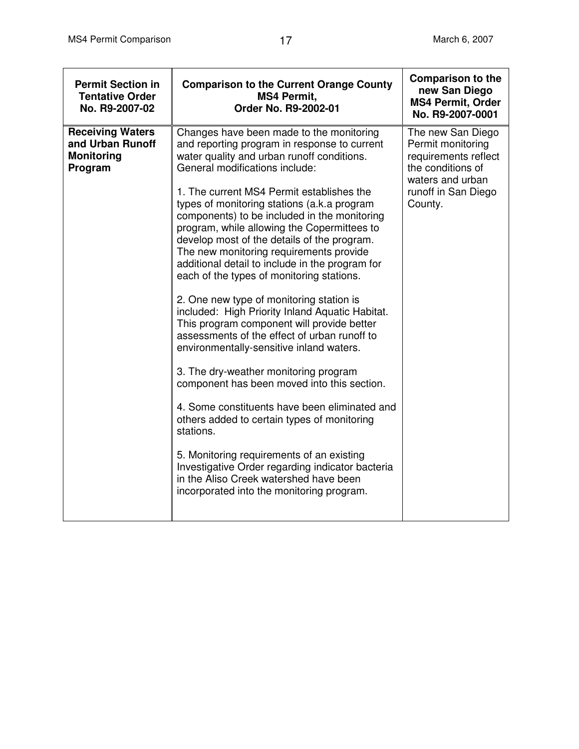| Permit Section in Tentative Order No. R9-2007-02 | Comparison to the Current Orange County MS4 Permit, Order No. R9-2002-01 | Comparison to the new San Diego MS4 Permit, Order No. R9-2007-0001 |
|---|---|---|
| **Receiving Waters and Urban Runoff Monitoring Program** | Changes have been made to the monitoring and reporting program in response to current water quality and urban runoff conditions. General modifications include:<br><br>1. The current MS4 Permit establishes the types of monitoring stations (a.k.a program components) to be included in the monitoring program, while allowing the Copermittees to develop most of the details of the program. The new monitoring requirements provide additional detail to include in the program for each of the types of monitoring stations.<br><br>2. One new type of monitoring station is included: High Priority Inland Aquatic Habitat. This program component will provide better assessments of the effect of urban runoff to environmentally-sensitive inland waters.<br><br>3. The dry-weather monitoring program component has been moved into this section.<br><br>4. Some constituents have been eliminated and others added to certain types of monitoring stations.<br><br>5. Monitoring requirements of an existing Investigative Order regarding indicator bacteria in the Aliso Creek watershed have been incorporated into the monitoring program. | The new San Diego Permit monitoring requirements reflect the conditions of waters and urban runoff in San Diego County. |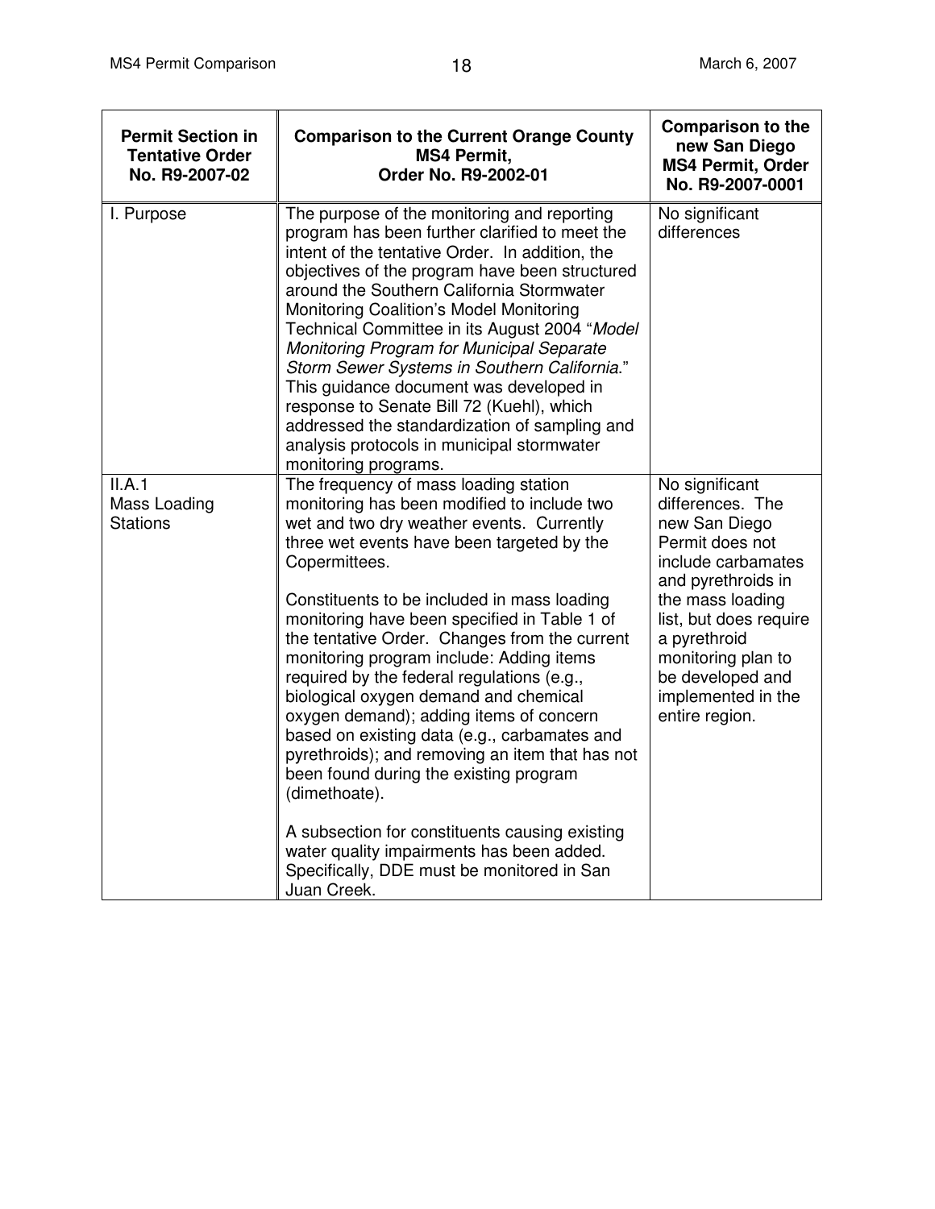| Permit Section in Tentative Order No. R9-2007-02 | Comparison to the Current Orange County MS4 Permit, Order No. R9-2002-01 | Comparison to the new San Diego MS4 Permit, Order No. R9-2007-0001 |
|---|---|---|
| I. Purpose | The purpose of the monitoring and reporting program has been further clarified to meet the intent of the tentative Order. In addition, the objectives of the program have been structured around the Southern California Stormwater Monitoring Coalition's Model Monitoring Technical Committee in its August 2004 "*Model Monitoring Program for Municipal Separate Storm Sewer Systems in Southern California*." This guidance document was developed in response to Senate Bill 72 (Kuehl), which addressed the standardization of sampling and analysis protocols in municipal stormwater monitoring programs. | No significant differences |
| II.A.1 Mass Loading Stations | The frequency of mass loading station monitoring has been modified to include two wet and two dry weather events. Currently three wet events have been targeted by the Copermittees.<br><br>Constituents to be included in mass loading monitoring have been specified in Table 1 of the tentative Order. Changes from the current monitoring program include: Adding items required by the federal regulations (e.g., biological oxygen demand and chemical oxygen demand); adding items of concern based on existing data (e.g., carbamates and pyrethroids); and removing an item that has not been found during the existing program (dimethoate).<br><br>A subsection for constituents causing existing water quality impairments has been added. Specifically, DDE must be monitored in San Juan Creek. | No significant differences. The new San Diego Permit does not include carbamates and pyrethroids in the mass loading list, but does require a pyrethroid monitoring plan to be developed and implemented in the entire region. |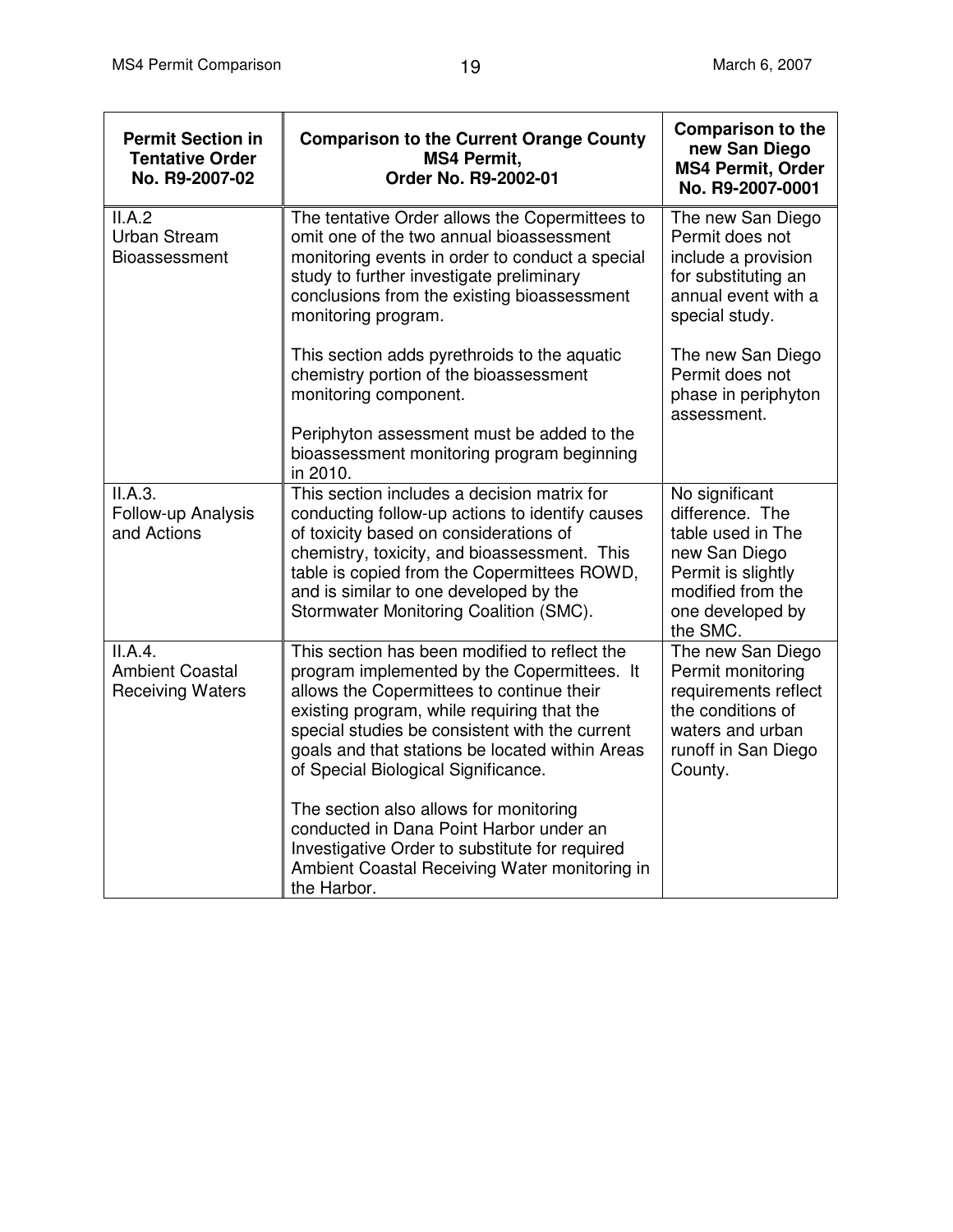| Permit Section in Tentative Order No. R9-2007-02 | Comparison to the Current Orange County MS4 Permit, Order No. R9-2002-01 | Comparison to the new San Diego MS4 Permit, Order No. R9-2007-0001 |
|---|---|---|
| II.A.2 Urban Stream Bioassessment | The tentative Order allows the Copermittees to omit one of the two annual bioassessment monitoring events in order to conduct a special study to further investigate preliminary conclusions from the existing bioassessment monitoring program.<br><br>This section adds pyrethroids to the aquatic chemistry portion of the bioassessment monitoring component.<br><br>Periphyton assessment must be added to the bioassessment monitoring program beginning in 2010. | The new San Diego Permit does not include a provision for substituting an annual event with a special study.<br><br>The new San Diego Permit does not phase in periphyton assessment. |
| II.A.3. Follow-up Analysis and Actions | This section includes a decision matrix for conducting follow-up actions to identify causes of toxicity based on considerations of chemistry, toxicity, and bioassessment. This table is copied from the Copermittees ROWD, and is similar to one developed by the Stormwater Monitoring Coalition (SMC). | No significant difference. The table used in The new San Diego Permit is slightly modified from the one developed by the SMC. |
| II.A.4. Ambient Coastal Receiving Waters | This section has been modified to reflect the program implemented by the Copermittees. It allows the Copermittees to continue their existing program, while requiring that the special studies be consistent with the current goals and that stations be located within Areas of Special Biological Significance.<br><br>The section also allows for monitoring conducted in Dana Point Harbor under an Investigative Order to substitute for required Ambient Coastal Receiving Water monitoring in the Harbor. | The new San Diego Permit monitoring requirements reflect the conditions of waters and urban runoff in San Diego County. |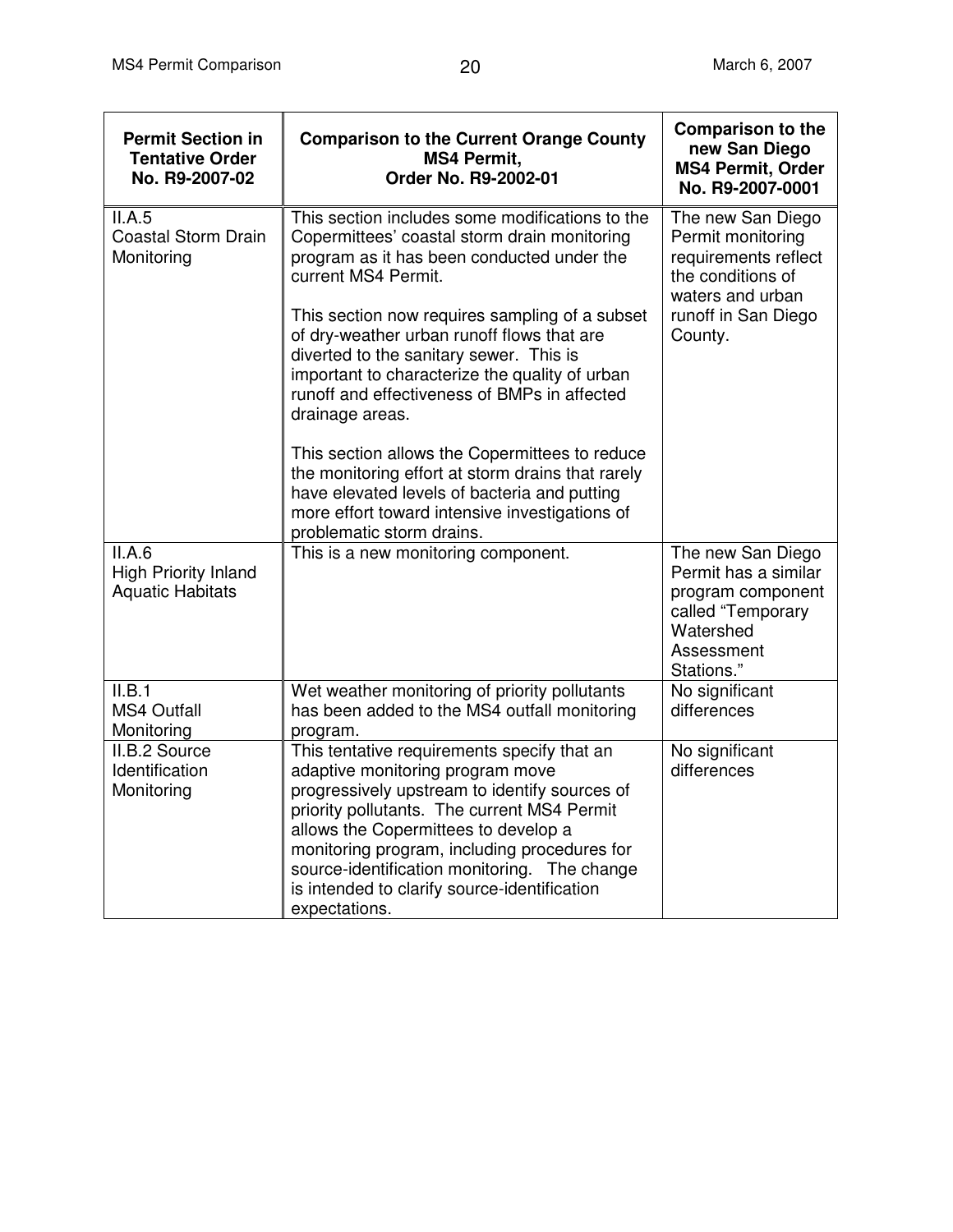| Permit Section in Tentative Order No. R9-2007-02 | Comparison to the Current Orange County MS4 Permit, Order No. R9-2002-01 | Comparison to the new San Diego MS4 Permit, Order No. R9-2007-0001 |
|---|---|---|
| II.A.5 Coastal Storm Drain Monitoring | This section includes some modifications to the Copermittees' coastal storm drain monitoring program as it has been conducted under the current MS4 Permit.<br><br>This section now requires sampling of a subset of dry-weather urban runoff flows that are diverted to the sanitary sewer. This is important to characterize the quality of urban runoff and effectiveness of BMPs in affected drainage areas.<br><br>This section allows the Copermittees to reduce the monitoring effort at storm drains that rarely have elevated levels of bacteria and putting more effort toward intensive investigations of problematic storm drains. | The new San Diego Permit monitoring requirements reflect the conditions of waters and urban runoff in San Diego County. |
| II.A.6 High Priority Inland Aquatic Habitats | This is a new monitoring component. | The new San Diego Permit has a similar program component called "Temporary Watershed Assessment Stations." |
| II.B.1 MS4 Outfall Monitoring | Wet weather monitoring of priority pollutants has been added to the MS4 outfall monitoring program. | No significant differences |
| II.B.2 Source Identification Monitoring | This tentative requirements specify that an adaptive monitoring program move progressively upstream to identify sources of priority pollutants. The current MS4 Permit allows the Copermittees to develop a monitoring program, including procedures for source-identification monitoring. The change is intended to clarify source-identification expectations. | No significant differences |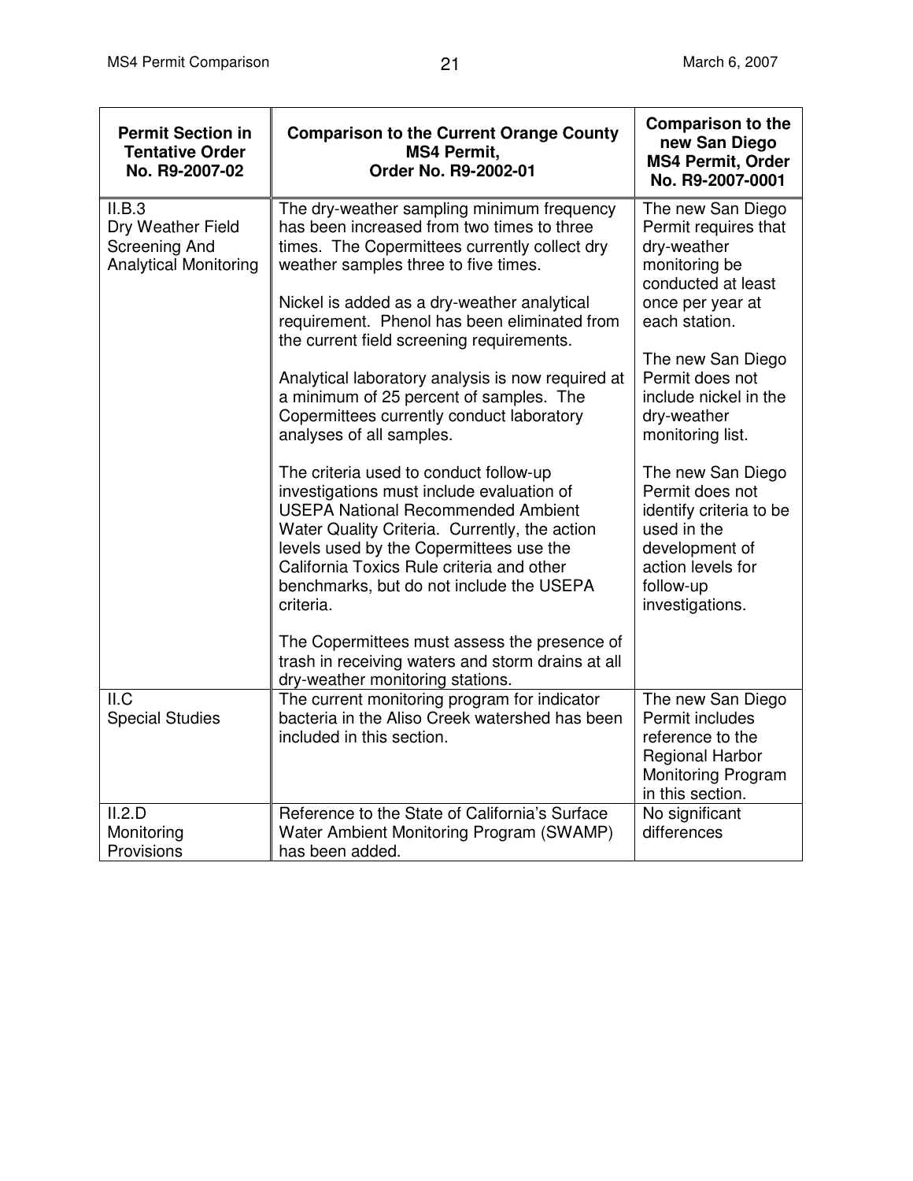| Permit Section in Tentative Order No. R9-2007-02 | Comparison to the Current Orange County MS4 Permit, Order No. R9-2002-01 | Comparison to the new San Diego MS4 Permit, Order No. R9-2007-0001 |
|---|---|---|
| II.B.3 Dry Weather Field Screening And Analytical Monitoring | The dry-weather sampling minimum frequency has been increased from two times to three times. The Copermittees currently collect dry weather samples three to five times.<br><br>Nickel is added as a dry-weather analytical requirement. Phenol has been eliminated from the current field screening requirements.<br><br>Analytical laboratory analysis is now required at a minimum of 25 percent of samples. The Copermittees currently conduct laboratory analyses of all samples.<br><br>The criteria used to conduct follow-up investigations must include evaluation of USEPA National Recommended Ambient Water Quality Criteria. Currently, the action levels used by the Copermittees use the California Toxics Rule criteria and other benchmarks, but do not include the USEPA criteria.<br><br>The Copermittees must assess the presence of trash in receiving waters and storm drains at all dry-weather monitoring stations. | The new San Diego Permit requires that dry-weather monitoring be conducted at least once per year at each station.<br><br>The new San Diego Permit does not include nickel in the dry-weather monitoring list.<br><br>The new San Diego Permit does not identify criteria to be used in the development of action levels for follow-up investigations. |
| II.C Special Studies | The current monitoring program for indicator bacteria in the Aliso Creek watershed has been included in this section. | The new San Diego Permit includes reference to the Regional Harbor Monitoring Program in this section. |
| II.2.D Monitoring Provisions | Reference to the State of California's Surface Water Ambient Monitoring Program (SWAMP) has been added. | No significant differences |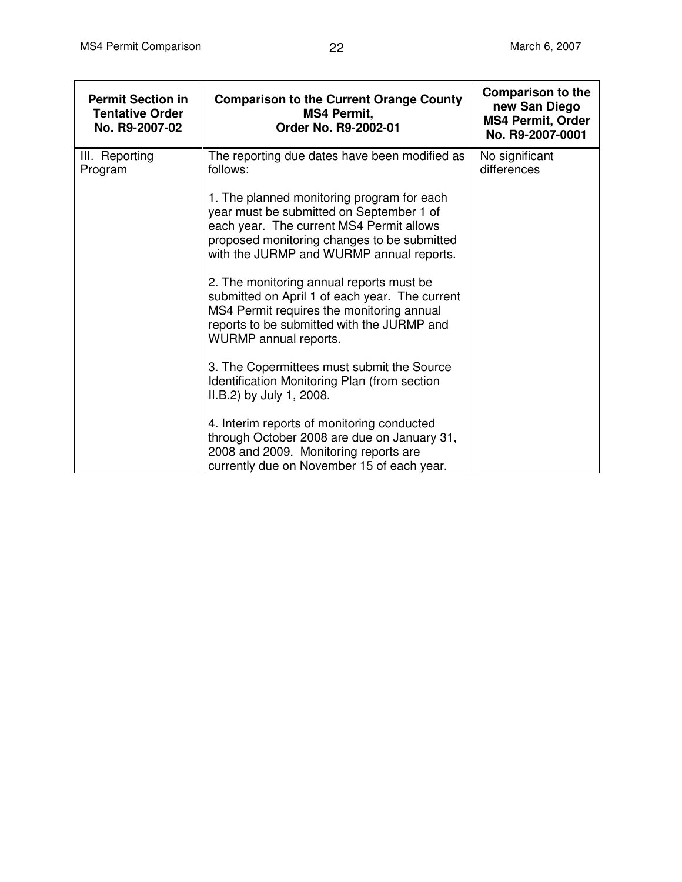| Permit Section in Tentative Order No. R9-2007-02 | Comparison to the Current Orange County MS4 Permit, Order No. R9-2002-01 | Comparison to the new San Diego MS4 Permit, Order No. R9-2007-0001 |
|---|---|---|
| III. Reporting Program | The reporting due dates have been modified as follows:<br><br>1. The planned monitoring program for each year must be submitted on September 1 of each year. The current MS4 Permit allows proposed monitoring changes to be submitted with the JURMP and WURMP annual reports.<br><br>2. The monitoring annual reports must be submitted on April 1 of each year. The current MS4 Permit requires the monitoring annual reports to be submitted with the JURMP and WURMP annual reports.<br><br>3. The Copermittees must submit the Source Identification Monitoring Plan (from section II.B.2) by July 1, 2008.<br><br>4. Interim reports of monitoring conducted through October 2008 are due on January 31, 2008 and 2009. Monitoring reports are currently due on November 15 of each year. | No significant differences |